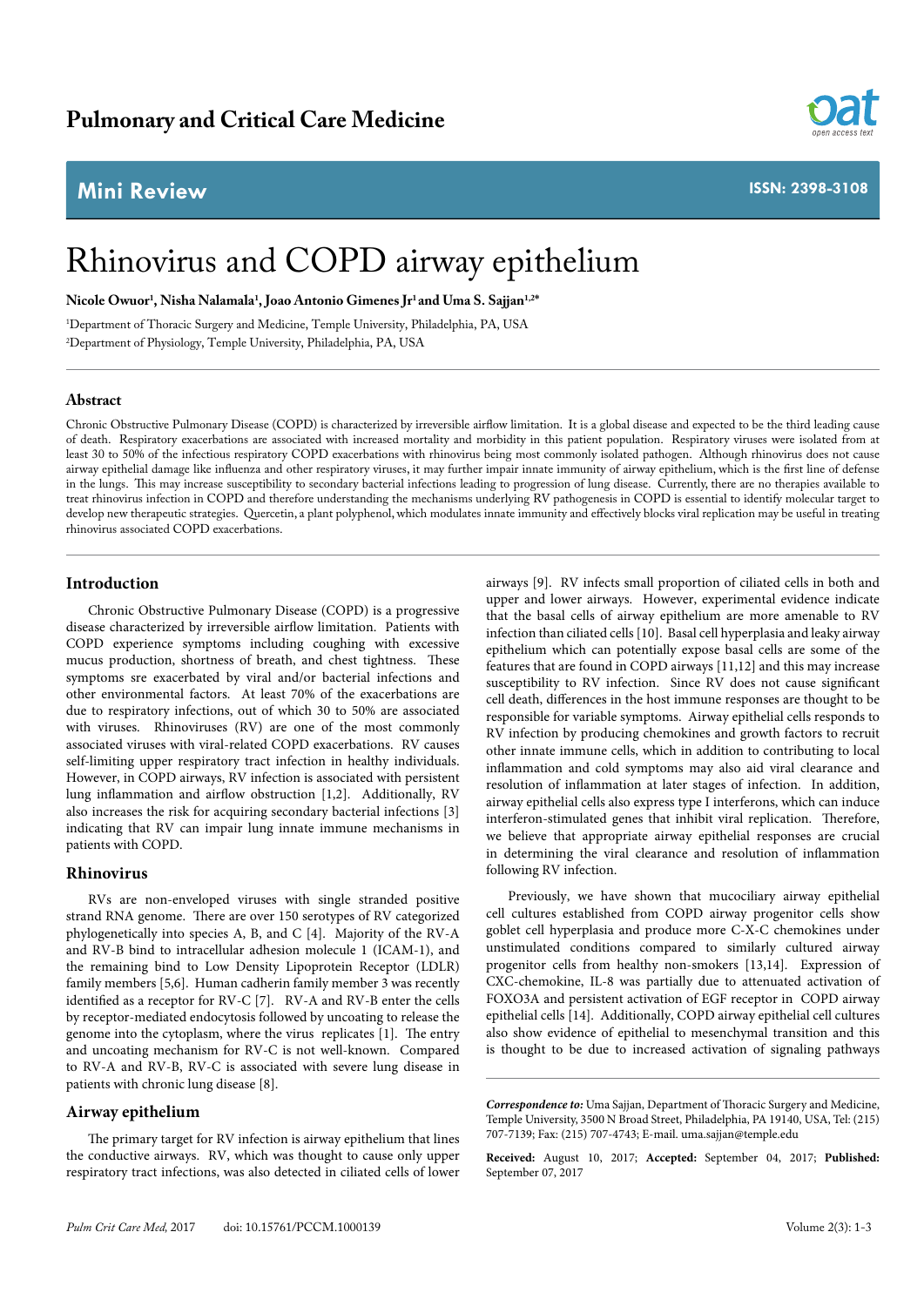Pulmonary and Critical Care Medicine

Mini Review

ISSN: 2398-3108

# Rhinovirus and COPD airway epithelium

**Nicole Owuor[1], Nisha Nalamala[1], Joao Antonio Gimenes Jr[1] and Uma S. Sajjan[1,2]***

[1]Department of Thoracic Surgery and Medicine, Temple University, Philadelphia, PA, USA

[2]Department of Physiology, Temple University, Philadelphia, PA, USA

## Abstract

Chronic Obstructive Pulmonary Disease (COPD) is characterized by irreversible airflow limitation. It is a global disease and expected to be the third leading cause of death. Respiratory exacerbations are associated with increased mortality and morbidity in this patient population. Respiratory viruses were isolated from at least 30 to 50% of the infectious respiratory COPD exacerbations with rhinovirus being most commonly isolated pathogen. Although rhinovirus does not cause airway epithelial damage like influenza and other respiratory viruses, it may further impair innate immunity of airway epithelium, which is the first line of defense in the lungs. This may increase susceptibility to secondary bacterial infections leading to progression of lung disease. Currently, there are no therapies available to treat rhinovirus infection in COPD and therefore understanding the mechanisms underlying RV pathogenesis in COPD is essential to identify molecular target to develop new therapeutic strategies. Quercetin, a plant polyphenol, which modulates innate immunity and effectively blocks viral replication may be useful in treating rhinovirus associated COPD exacerbations.

## Introduction

Chronic Obstructive Pulmonary Disease (COPD) is a progressive disease characterized by irreversible airflow limitation. Patients with COPD experience symptoms including coughing with excessive mucus production, shortness of breath, and chest tightness. These symptoms sre exacerbated by viral and/or bacterial infections and other environmental factors. At least 70% of the exacerbations are due to respiratory infections, out of which 30 to 50% are associated with viruses. Rhinoviruses (RV) are one of the most commonly associated viruses with viral-related COPD exacerbations. RV causes self-limiting upper respiratory tract infection in healthy individuals. However, in COPD airways, RV infection is associated with persistent lung inflammation and airflow obstruction [1,2]. Additionally, RV also increases the risk for acquiring secondary bacterial infections [3] indicating that RV can impair lung innate immune mechanisms in patients with COPD.

## Rhinovirus

RVs are non-enveloped viruses with single stranded positive strand RNA genome. There are over 150 serotypes of RV categorized phylogenetically into species A, B, and C [4]. Majority of the RV-A and RV-B bind to intracellular adhesion molecule 1 (ICAM-1), and the remaining bind to Low Density Lipoprotein Receptor (LDLR) family members [5,6]. Human cadherin family member 3 was recently identified as a receptor for RV-C [7]. RV-A and RV-B enter the cells by receptor-mediated endocytosis followed by uncoating to release the genome into the cytoplasm, where the virus replicates [1]. The entry and uncoating mechanism for RV-C is not well-known. Compared to RV-A and RV-B, RV-C is associated with severe lung disease in patients with chronic lung disease [8].

## Airway epithelium

The primary target for RV infection is airway epithelium that lines the conductive airways. RV, which was thought to cause only upper respiratory tract infections, was also detected in ciliated cells of lower airways [9]. RV infects small proportion of ciliated cells in both and upper and lower airways. However, experimental evidence indicate that the basal cells of airway epithelium are more amenable to RV infection than ciliated cells [10]. Basal cell hyperplasia and leaky airway epithelium which can potentially expose basal cells are some of the features that are found in COPD airways [11,12] and this may increase susceptibility to RV infection. Since RV does not cause significant cell death, differences in the host immune responses are thought to be responsible for variable symptoms. Airway epithelial cells responds to RV infection by producing chemokines and growth factors to recruit other innate immune cells, which in addition to contributing to local inflammation and cold symptoms may also aid viral clearance and resolution of inflammation at later stages of infection. In addition, airway epithelial cells also express type I interferons, which can induce interferon-stimulated genes that inhibit viral replication. Therefore, we believe that appropriate airway epithelial responses are crucial in determining the viral clearance and resolution of inflammation following RV infection.

Previously, we have shown that mucociliary airway epithelial cell cultures established from COPD airway progenitor cells show goblet cell hyperplasia and produce more C-X-C chemokines under unstimulated conditions compared to similarly cultured airway progenitor cells from healthy non-smokers [13,14]. Expression of CXC-chemokine, IL-8 was partially due to attenuated activation of FOXO3A and persistent activation of EGF receptor in COPD airway epithelial cells [14]. Additionally, COPD airway epithelial cell cultures also show evidence of epithelial to mesenchymal transition and this is thought to be due to increased activation of signaling pathways

***Correspondence to:*** Uma Sajjan, Department of Thoracic Surgery and Medicine, Temple University, 3500 N Broad Street, Philadelphia, PA 19140, USA, Tel: (215) 707-7139; Fax: (215) 707-4743; E-mail. uma.sajjan@temple.edu

**Received:** August 10, 2017; **Accepted:** September 04, 2017; **Published:** September 07, 2017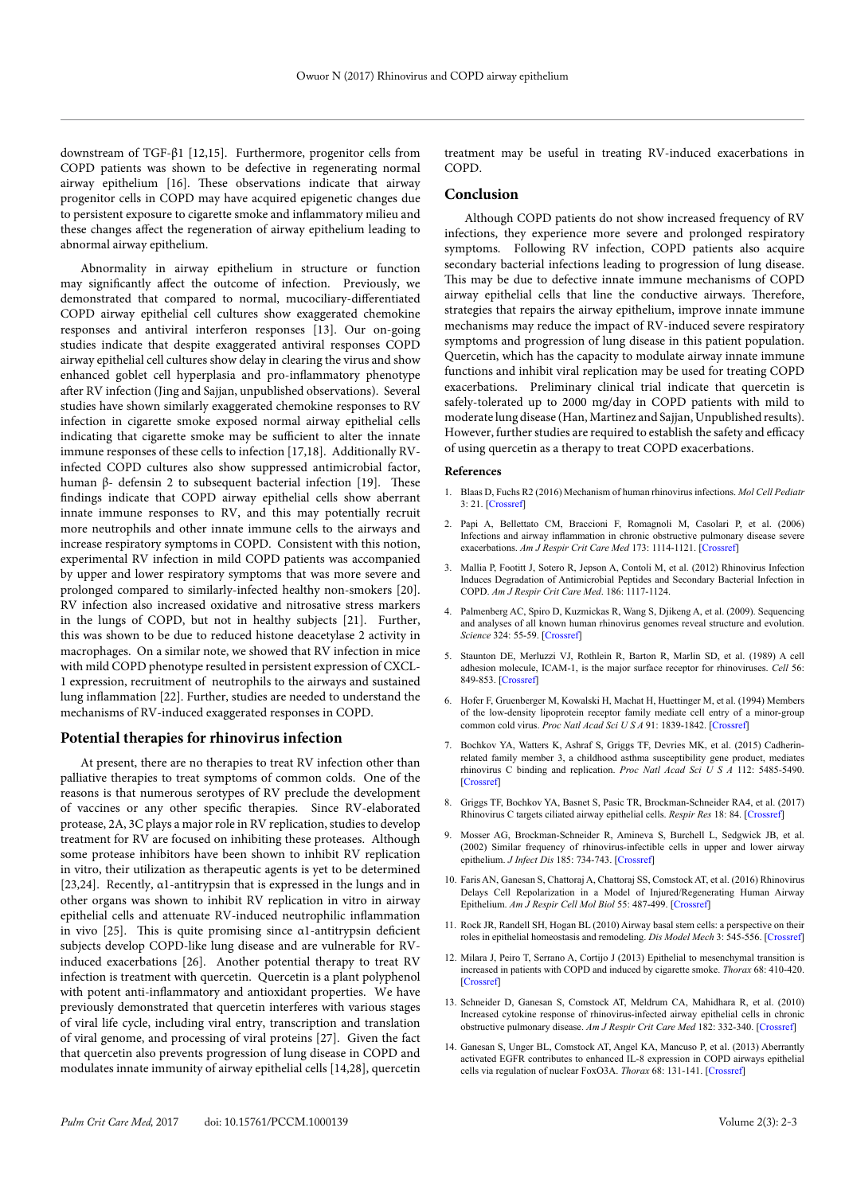downstream of TGF-β1 [12,15]. Furthermore, progenitor cells from COPD patients was shown to be defective in regenerating normal airway epithelium [16]. These observations indicate that airway progenitor cells in COPD may have acquired epigenetic changes due to persistent exposure to cigarette smoke and inflammatory milieu and these changes affect the regeneration of airway epithelium leading to abnormal airway epithelium.

Abnormality in airway epithelium in structure or function may significantly affect the outcome of infection. Previously, we demonstrated that compared to normal, mucociliary-differentiated COPD airway epithelial cell cultures show exaggerated chemokine responses and antiviral interferon responses [13]. Our on-going studies indicate that despite exaggerated antiviral responses COPD airway epithelial cell cultures show delay in clearing the virus and show enhanced goblet cell hyperplasia and pro-inflammatory phenotype after RV infection (Jing and Sajjan, unpublished observations). Several studies have shown similarly exaggerated chemokine responses to RV infection in cigarette smoke exposed normal airway epithelial cells indicating that cigarette smoke may be sufficient to alter the innate immune responses of these cells to infection [17,18]. Additionally RV-infected COPD cultures also show suppressed antimicrobial factor, human β- defensin 2 to subsequent bacterial infection [19]. These findings indicate that COPD airway epithelial cells show aberrant innate immune responses to RV, and this may potentially recruit more neutrophils and other innate immune cells to the airways and increase respiratory symptoms in COPD. Consistent with this notion, experimental RV infection in mild COPD patients was accompanied by upper and lower respiratory symptoms that was more severe and prolonged compared to similarly-infected healthy non-smokers [20]. RV infection also increased oxidative and nitrosative stress markers in the lungs of COPD, but not in healthy subjects [21]. Further, this was shown to be due to reduced histone deacetylase 2 activity in macrophages. On a similar note, we showed that RV infection in mice with mild COPD phenotype resulted in persistent expression of CXCL-1 expression, recruitment of neutrophils to the airways and sustained lung inflammation [22]. Further, studies are needed to understand the mechanisms of RV-induced exaggerated responses in COPD.

## Potential therapies for rhinovirus infection

At present, there are no therapies to treat RV infection other than palliative therapies to treat symptoms of common colds. One of the reasons is that numerous serotypes of RV preclude the development of vaccines or any other specific therapies. Since RV-elaborated protease, 2A, 3C plays a major role in RV replication, studies to develop treatment for RV are focused on inhibiting these proteases. Although some protease inhibitors have been shown to inhibit RV replication in vitro, their utilization as therapeutic agents is yet to be determined [23,24]. Recently, α1-antitrypsin that is expressed in the lungs and in other organs was shown to inhibit RV replication in vitro in airway epithelial cells and attenuate RV-induced neutrophilic inflammation in vivo [25]. This is quite promising since α1-antitrypsin deficient subjects develop COPD-like lung disease and are vulnerable for RV-induced exacerbations [26]. Another potential therapy to treat RV infection is treatment with quercetin. Quercetin is a plant polyphenol with potent anti-inflammatory and antioxidant properties. We have previously demonstrated that quercetin interferes with various stages of viral life cycle, including viral entry, transcription and translation of viral genome, and processing of viral proteins [27]. Given the fact that quercetin also prevents progression of lung disease in COPD and modulates innate immunity of airway epithelial cells [14,28], quercetin treatment may be useful in treating RV-induced exacerbations in COPD.

## Conclusion

Although COPD patients do not show increased frequency of RV infections, they experience more severe and prolonged respiratory symptoms. Following RV infection, COPD patients also acquire secondary bacterial infections leading to progression of lung disease. This may be due to defective innate immune mechanisms of COPD airway epithelial cells that line the conductive airways. Therefore, strategies that repairs the airway epithelium, improve innate immune mechanisms may reduce the impact of RV-induced severe respiratory symptoms and progression of lung disease in this patient population. Quercetin, which has the capacity to modulate airway innate immune functions and inhibit viral replication may be used for treating COPD exacerbations. Preliminary clinical trial indicate that quercetin is safely-tolerated up to 2000 mg/day in COPD patients with mild to moderate lung disease (Han, Martinez and Sajjan, Unpublished results). However, further studies are required to establish the safety and efficacy of using quercetin as a therapy to treat COPD exacerbations.

## References

1. Blaas D, Fuchs R2 (2016) Mechanism of human rhinovirus infections. *Mol Cell Pediatr* 3: 21. [Crossref]
2. Papi A, Bellettato CM, Braccioni F, Romagnoli M, Casolari P, et al. (2006) Infections and airway inflammation in chronic obstructive pulmonary disease severe exacerbations. *Am J Respir Crit Care Med* 173: 1114-1121. [Crossref]
3. Mallia P, Footitt J, Sotero R, Jepson A, Contoli M, et al. (2012) Rhinovirus Infection Induces Degradation of Antimicrobial Peptides and Secondary Bacterial Infection in COPD. *Am J Respir Crit Care Med*. 186: 1117-1124.
4. Palmenberg AC, Spiro D, Kuzmickas R, Wang S, Djikeng A, et al. (2009). Sequencing and analyses of all known human rhinovirus genomes reveal structure and evolution. *Science* 324: 55-59. [Crossref]
5. Staunton DE, Merluzzi VJ, Rothlein R, Barton R, Marlin SD, et al. (1989) A cell adhesion molecule, ICAM-1, is the major surface receptor for rhinoviruses. *Cell* 56: 849-853. [Crossref]
6. Hofer F, Gruenberger M, Kowalski H, Machat H, Huettinger M, et al. (1994) Members of the low-density lipoprotein receptor family mediate cell entry of a minor-group common cold virus. *Proc Natl Acad Sci U S A* 91: 1839-1842. [Crossref]
7. Bochkov YA, Watters K, Ashraf S, Griggs TF, Devries MK, et al. (2015) Cadherin-related family member 3, a childhood asthma susceptibility gene product, mediates rhinovirus C binding and replication. *Proc Natl Acad Sci U S A* 112: 5485-5490. [Crossref]
8. Griggs TF, Bochkov YA, Basnet S, Pasic TR, Brockman-Schneider RA4, et al. (2017) Rhinovirus C targets ciliated airway epithelial cells. *Respir Res* 18: 84. [Crossref]
9. Mosser AG, Brockman-Schneider R, Amineva S, Burchell L, Sedgwick JB, et al. (2002) Similar frequency of rhinovirus-infectible cells in upper and lower airway epithelium. *J Infect Dis* 185: 734-743. [Crossref]
10. Faris AN, Ganesan S, Chattoraj A, Chattoraj SS, Comstock AT, et al. (2016) Rhinovirus Delays Cell Repolarization in a Model of Injured/Regenerating Human Airway Epithelium. *Am J Respir Cell Mol Biol* 55: 487-499. [Crossref]
11. Rock JR, Randell SH, Hogan BL (2010) Airway basal stem cells: a perspective on their roles in epithelial homeostasis and remodeling. *Dis Model Mech* 3: 545-556. [Crossref]
12. Milara J, Peiro T, Serrano A, Cortijo J (2013) Epithelial to mesenchymal transition is increased in patients with COPD and induced by cigarette smoke. *Thorax* 68: 410-420. [Crossref]
13. Schneider D, Ganesan S, Comstock AT, Meldrum CA, Mahidhara R, et al. (2010) Increased cytokine response of rhinovirus-infected airway epithelial cells in chronic obstructive pulmonary disease. *Am J Respir Crit Care Med* 182: 332-340. [Crossref]
14. Ganesan S, Unger BL, Comstock AT, Angel KA, Mancuso P, et al. (2013) Aberrantly activated EGFR contributes to enhanced IL-8 expression in COPD airways epithelial cells via regulation of nuclear FoxO3A. *Thorax* 68: 131-141. [Crossref]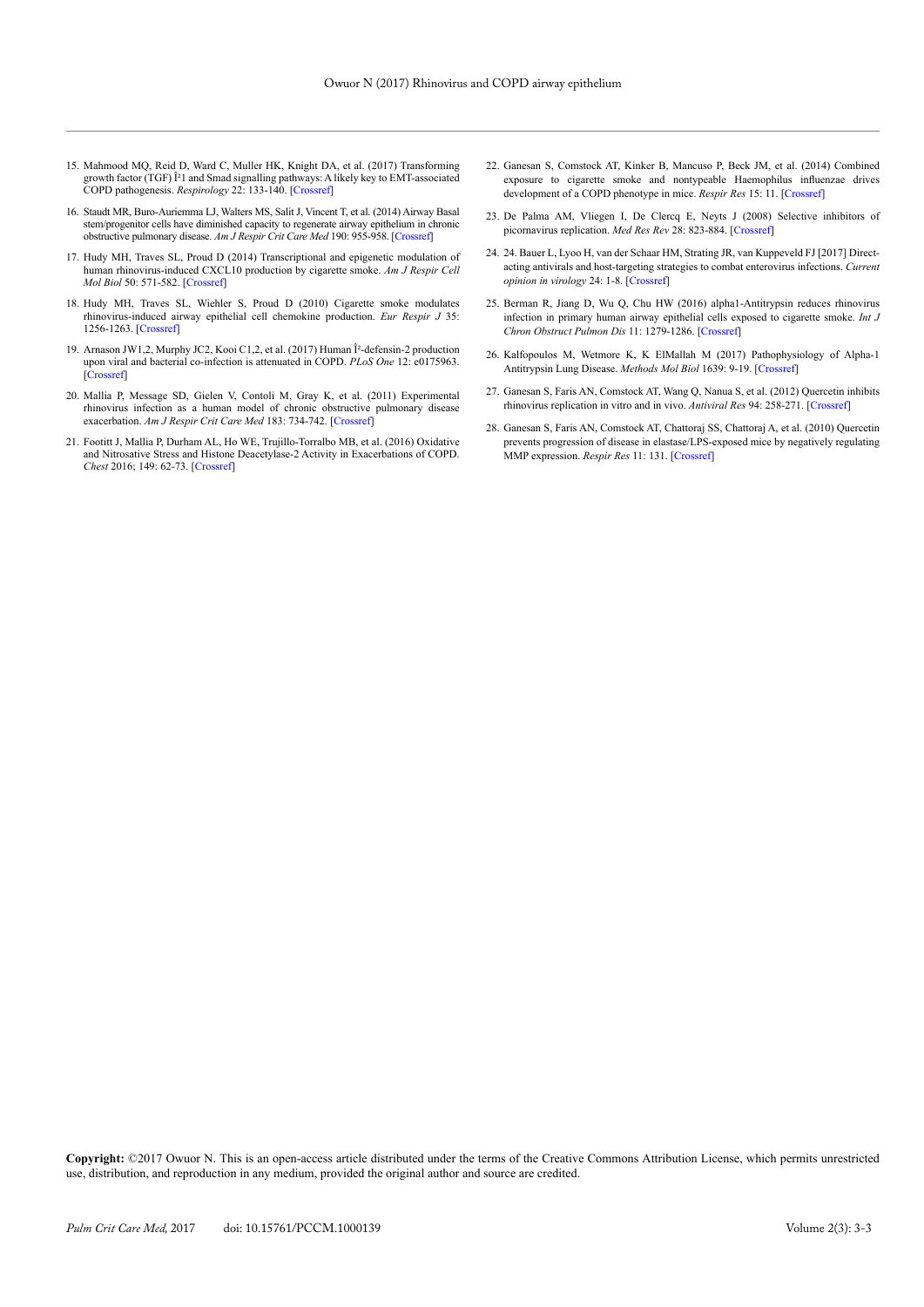15. Mahmood MQ, Reid D, Ward C, Muller HK, Knight DA, et al. (2017) Transforming growth factor (TGF) Î²1 and Smad signalling pathways: A likely key to EMT-associated COPD pathogenesis. *Respirology* 22: 133-140. [Crossref]

16. Staudt MR, Buro-Auriemma LJ, Walters MS, Salit J, Vincent T, et al. (2014) Airway Basal stem/progenitor cells have diminished capacity to regenerate airway epithelium in chronic obstructive pulmonary disease. *Am J Respir Crit Care Med* 190: 955-958. [Crossref]

17. Hudy MH, Traves SL, Proud D (2014) Transcriptional and epigenetic modulation of human rhinovirus-induced CXCL10 production by cigarette smoke. *Am J Respir Cell Mol Biol* 50: 571-582. [Crossref]

18. Hudy MH, Traves SL, Wiehler S, Proud D (2010) Cigarette smoke modulates rhinovirus-induced airway epithelial cell chemokine production. *Eur Respir J* 35: 1256-1263. [Crossref]

19. Arnason JW1,2, Murphy JC2, Kooi C1,2, et al. (2017) Human Î²-defensin-2 production upon viral and bacterial co-infection is attenuated in COPD. *PLoS One* 12: e0175963. [Crossref]

20. Mallia P, Message SD, Gielen V, Contoli M, Gray K, et al. (2011) Experimental rhinovirus infection as a human model of chronic obstructive pulmonary disease exacerbation. *Am J Respir Crit Care Med* 183: 734-742. [Crossref]

21. Footitt J, Mallia P, Durham AL, Ho WE, Trujillo-Torralbo MB, et al. (2016) Oxidative and Nitrosative Stress and Histone Deacetylase-2 Activity in Exacerbations of COPD. *Chest* 2016; 149: 62-73. [Crossref]

22. Ganesan S, Comstock AT, Kinker B, Mancuso P, Beck JM, et al. (2014) Combined exposure to cigarette smoke and nontypeable Haemophilus influenzae drives development of a COPD phenotype in mice. *Respir Res* 15: 11. [Crossref]

23. De Palma AM, Vliegen I, De Clercq E, Neyts J (2008) Selective inhibitors of picornavirus replication. *Med Res Rev* 28: 823-884. [Crossref]

24. 24. Bauer L, Lyoo H, van der Schaar HM, Strating JR, van Kuppeveld FJ [2017] Direct-acting antivirals and host-targeting strategies to combat enterovirus infections. *Current opinion in virology* 24: 1-8. [Crossref]

25. Berman R, Jiang D, Wu Q, Chu HW (2016) alpha1-Antitrypsin reduces rhinovirus infection in primary human airway epithelial cells exposed to cigarette smoke. *Int J Chron Obstruct Pulmon Dis* 11: 1279-1286. [Crossref]

26. Kalfopoulos M, Wetmore K, K ElMallah M (2017) Pathophysiology of Alpha-1 Antitrypsin Lung Disease. *Methods Mol Biol* 1639: 9-19. [Crossref]

27. Ganesan S, Faris AN, Comstock AT, Wang Q, Nanua S, et al. (2012) Quercetin inhibits rhinovirus replication in vitro and in vivo. *Antiviral Res* 94: 258-271. [Crossref]

28. Ganesan S, Faris AN, Comstock AT, Chattoraj SS, Chattoraj A, et al. (2010) Quercetin prevents progression of disease in elastase/LPS-exposed mice by negatively regulating MMP expression. *Respir Res* 11: 131. [Crossref]

**Copyright:** ©2017 Owuor N. This is an open-access article distributed under the terms of the Creative Commons Attribution License, which permits unrestricted use, distribution, and reproduction in any medium, provided the original author and source are credited.